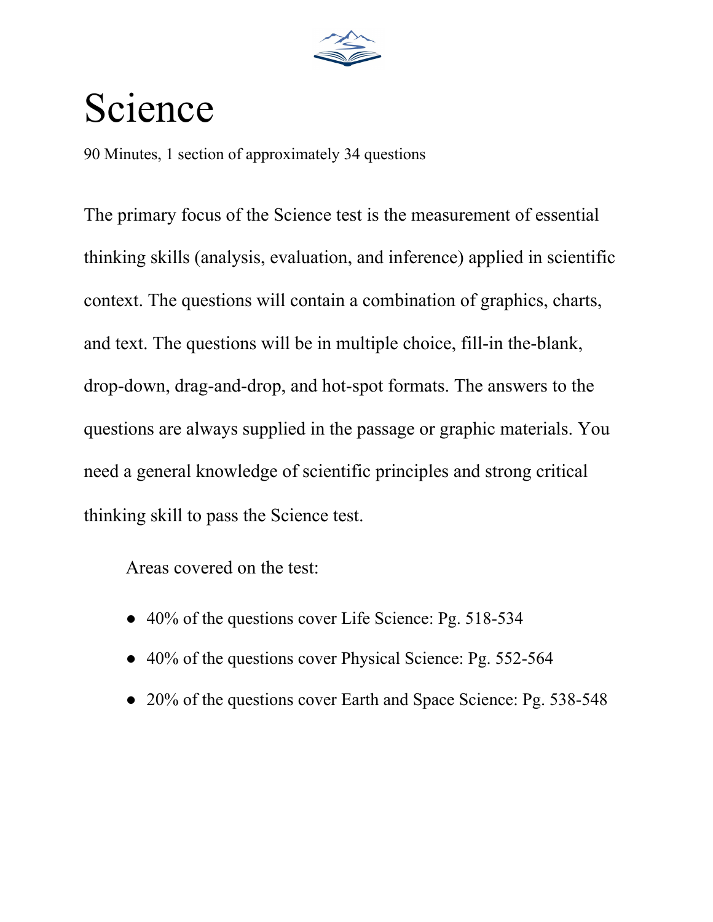# Science

90 Minutes, 1 section of approximately 34 questions

The primary focus of the Science test is the measurement of essential thinking skills (analysis, evaluation, and inference) applied in scientific context. The questions will contain a combination of graphics, charts, and text. The questions will be in multiple choice, fill-in the-blank, drop-down, drag-and-drop, and hot-spot formats. The answers to the questions are always supplied in the passage or graphic materials. You need a general knowledge of scientific principles and strong critical thinking skill to pass the Science test.

Areas covered on the test:

- 40% of the questions cover Life Science: Pg. 518-534
- 40% of the questions cover Physical Science: Pg. 552-564
- 20% of the questions cover Earth and Space Science: Pg. 538-548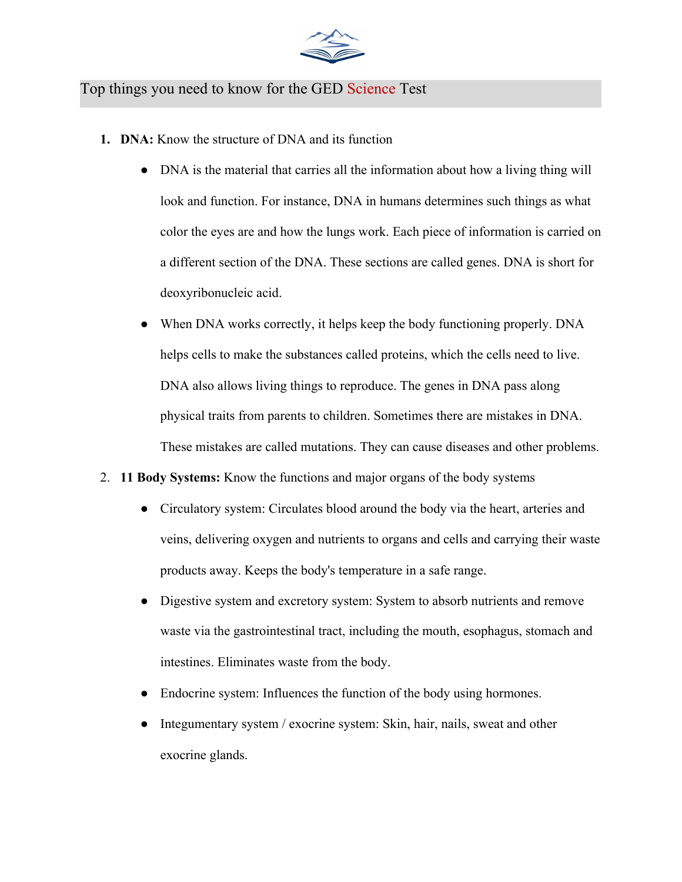## Top things you need to know for the GED Science Test

1. **DNA:** Know the structure of DNA and its function
   - DNA is the material that carries all the information about how a living thing will look and function. For instance, DNA in humans determines such things as what color the eyes are and how the lungs work. Each piece of information is carried on a different section of the DNA. These sections are called genes. DNA is short for deoxyribonucleic acid.
   - When DNA works correctly, it helps keep the body functioning properly. DNA helps cells to make the substances called proteins, which the cells need to live. DNA also allows living things to reproduce. The genes in DNA pass along physical traits from parents to children. Sometimes there are mistakes in DNA. These mistakes are called mutations. They can cause diseases and other problems.
2. **11 Body Systems:** Know the functions and major organs of the body systems
   - Circulatory system: Circulates blood around the body via the heart, arteries and veins, delivering oxygen and nutrients to organs and cells and carrying their waste products away. Keeps the body's temperature in a safe range.
   - Digestive system and excretory system: System to absorb nutrients and remove waste via the gastrointestinal tract, including the mouth, esophagus, stomach and intestines. Eliminates waste from the body.
   - Endocrine system: Influences the function of the body using hormones.
   - Integumentary system / exocrine system: Skin, hair, nails, sweat and other exocrine glands.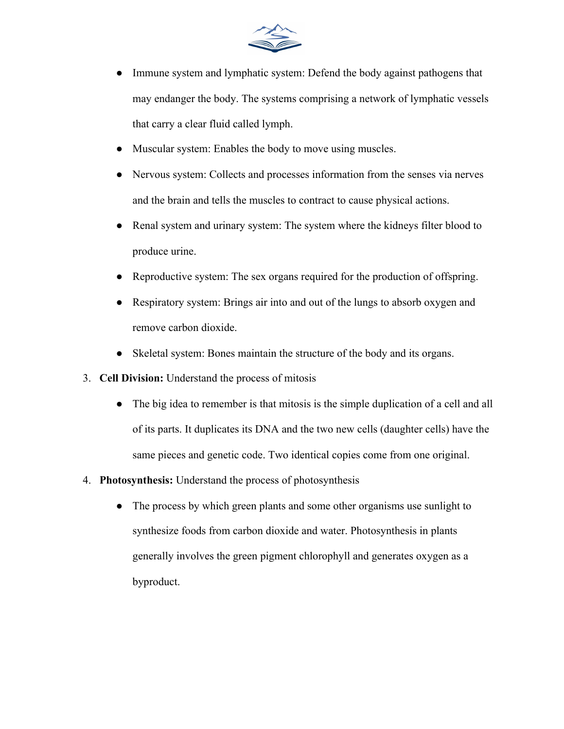- Immune system and lymphatic system: Defend the body against pathogens that may endanger the body. The systems comprising a network of lymphatic vessels that carry a clear fluid called lymph.
- Muscular system: Enables the body to move using muscles.
- Nervous system: Collects and processes information from the senses via nerves and the brain and tells the muscles to contract to cause physical actions.
- Renal system and urinary system: The system where the kidneys filter blood to produce urine.
- Reproductive system: The sex organs required for the production of offspring.
- Respiratory system: Brings air into and out of the lungs to absorb oxygen and remove carbon dioxide.
- Skeletal system: Bones maintain the structure of the body and its organs.

3. **Cell Division:** Understand the process of mitosis
   - The big idea to remember is that mitosis is the simple duplication of a cell and all of its parts. It duplicates its DNA and the two new cells (daughter cells) have the same pieces and genetic code. Two identical copies come from one original.
4. **Photosynthesis:** Understand the process of photosynthesis
   - The process by which green plants and some other organisms use sunlight to synthesize foods from carbon dioxide and water. Photosynthesis in plants generally involves the green pigment chlorophyll and generates oxygen as a byproduct.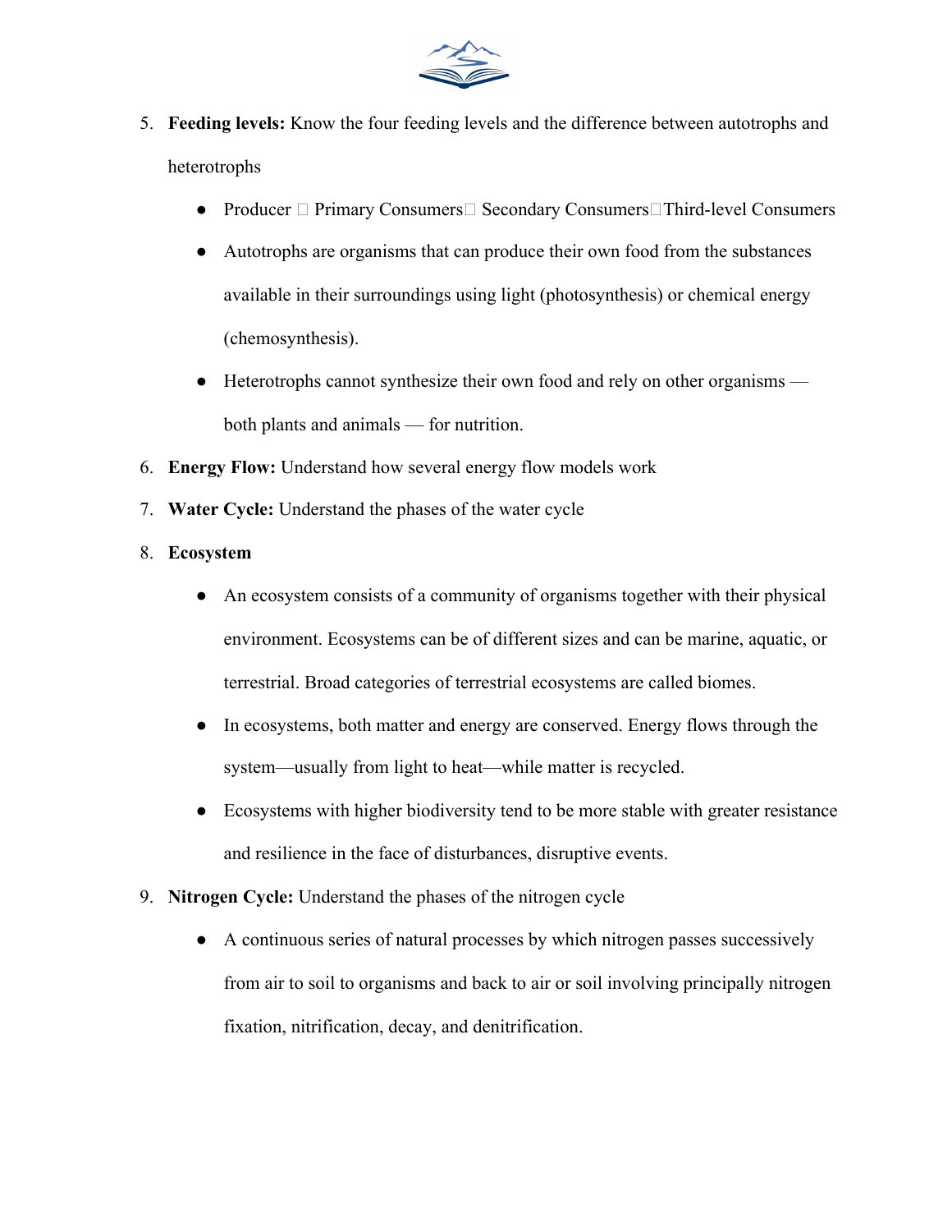5. **Feeding levels:** Know the four feeding levels and the difference between autotrophs and heterotrophs
    - Producer  Primary Consumers Secondary ConsumersThird-level Consumers
    - Autotrophs are organisms that can produce their own food from the substances available in their surroundings using light (photosynthesis) or chemical energy (chemosynthesis).
    - Heterotrophs cannot synthesize their own food and rely on other organisms — both plants and animals — for nutrition.
6. **Energy Flow:** Understand how several energy flow models work
7. **Water Cycle:** Understand the phases of the water cycle
8. **Ecosystem**
    - An ecosystem consists of a community of organisms together with their physical environment. Ecosystems can be of different sizes and can be marine, aquatic, or terrestrial. Broad categories of terrestrial ecosystems are called biomes.
    - In ecosystems, both matter and energy are conserved. Energy flows through the system—usually from light to heat—while matter is recycled.
    - Ecosystems with higher biodiversity tend to be more stable with greater resistance and resilience in the face of disturbances, disruptive events.
9. **Nitrogen Cycle:** Understand the phases of the nitrogen cycle
    - A continuous series of natural processes by which nitrogen passes successively from air to soil to organisms and back to air or soil involving principally nitrogen fixation, nitrification, decay, and denitrification.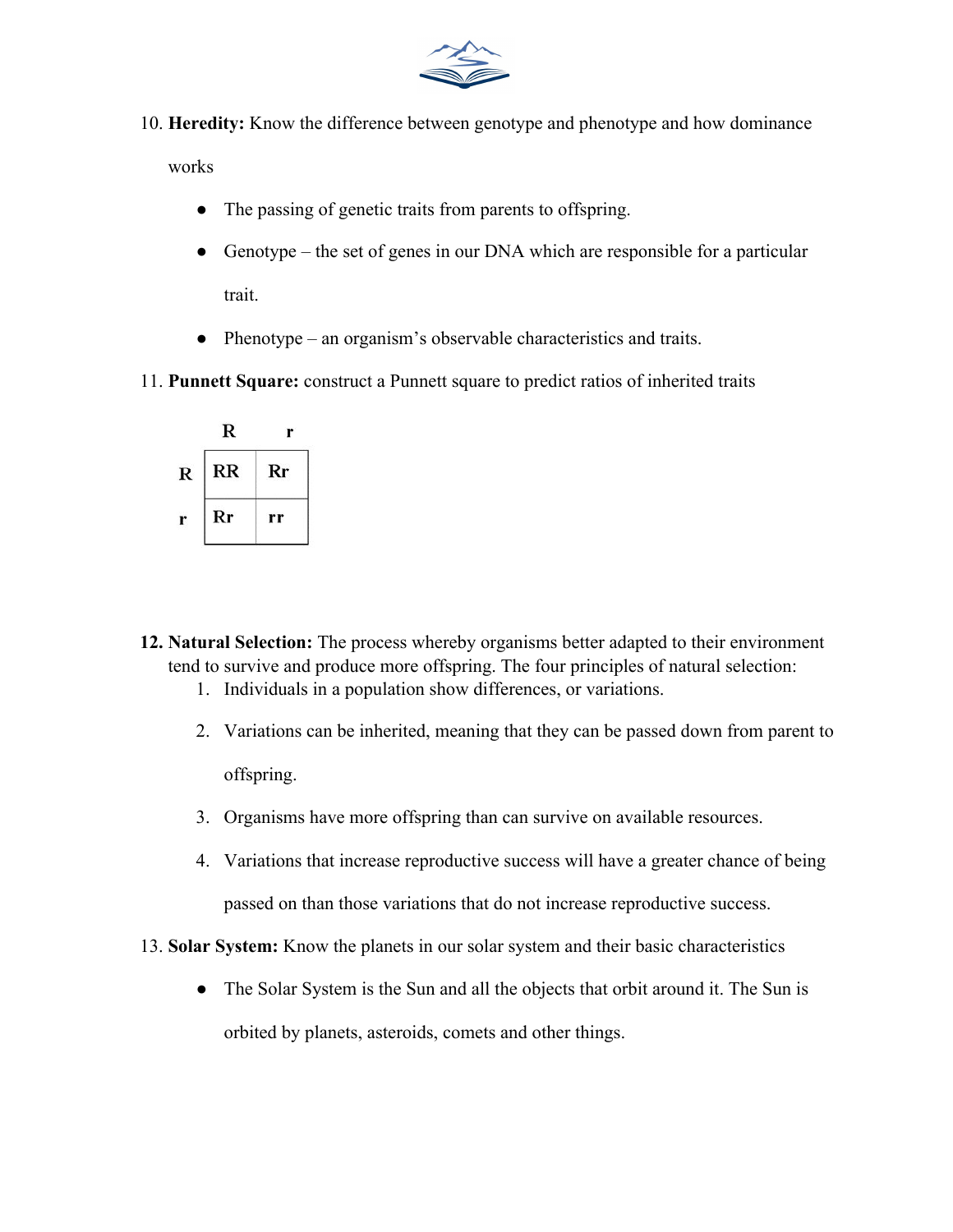10. **Heredity:** Know the difference between genotype and phenotype and how dominance works

    - The passing of genetic traits from parents to offspring.
    - Genotype – the set of genes in our DNA which are responsible for a particular trait.
    - Phenotype – an organism's observable characteristics and traits.

11. **Punnett Square:** construct a Punnett square to predict ratios of inherited traits

|   | **R** | **r** |
|---|---|---|
| **R** | **RR** | **Rr** |
| **r** | **Rr** | **rr** |

12. **Natural Selection:** The process whereby organisms better adapted to their environment tend to survive and produce more offspring. The four principles of natural selection:
    1. Individuals in a population show differences, or variations.
    2. Variations can be inherited, meaning that they can be passed down from parent to offspring.
    3. Organisms have more offspring than can survive on available resources.
    4. Variations that increase reproductive success will have a greater chance of being passed on than those variations that do not increase reproductive success.

13. **Solar System:** Know the planets in our solar system and their basic characteristics

    - The Solar System is the Sun and all the objects that orbit around it. The Sun is orbited by planets, asteroids, comets and other things.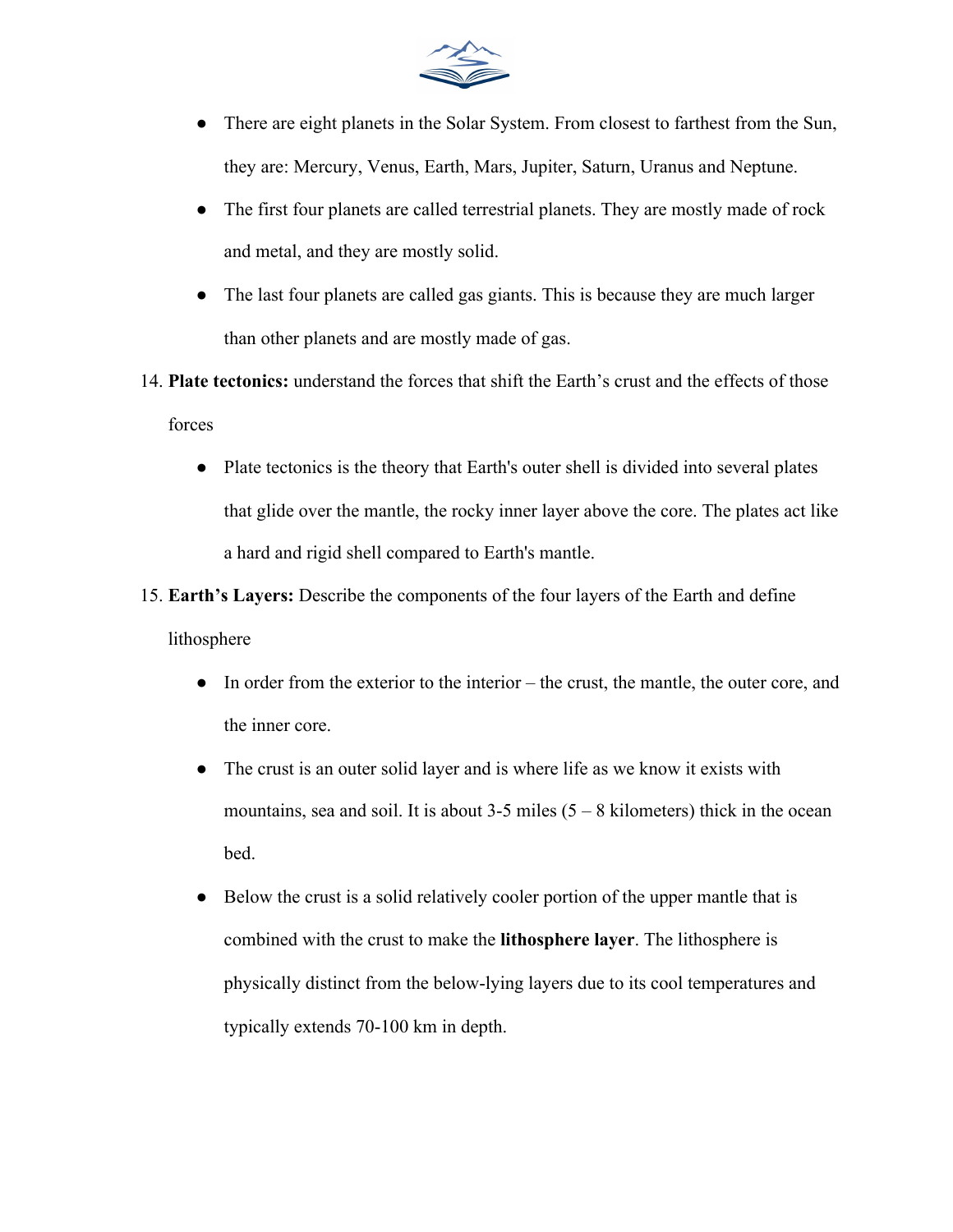- There are eight planets in the Solar System. From closest to farthest from the Sun, they are: Mercury, Venus, Earth, Mars, Jupiter, Saturn, Uranus and Neptune.
- The first four planets are called terrestrial planets. They are mostly made of rock and metal, and they are mostly solid.
- The last four planets are called gas giants. This is because they are much larger than other planets and are mostly made of gas.

14. **Plate tectonics:** understand the forces that shift the Earth's crust and the effects of those forces
    - Plate tectonics is the theory that Earth's outer shell is divided into several plates that glide over the mantle, the rocky inner layer above the core. The plates act like a hard and rigid shell compared to Earth's mantle.
15. **Earth's Layers:** Describe the components of the four layers of the Earth and define lithosphere
    - In order from the exterior to the interior – the crust, the mantle, the outer core, and the inner core.
    - The crust is an outer solid layer and is where life as we know it exists with mountains, sea and soil. It is about 3-5 miles (5 – 8 kilometers) thick in the ocean bed.
    - Below the crust is a solid relatively cooler portion of the upper mantle that is combined with the crust to make the **lithosphere layer**. The lithosphere is physically distinct from the below-lying layers due to its cool temperatures and typically extends 70-100 km in depth.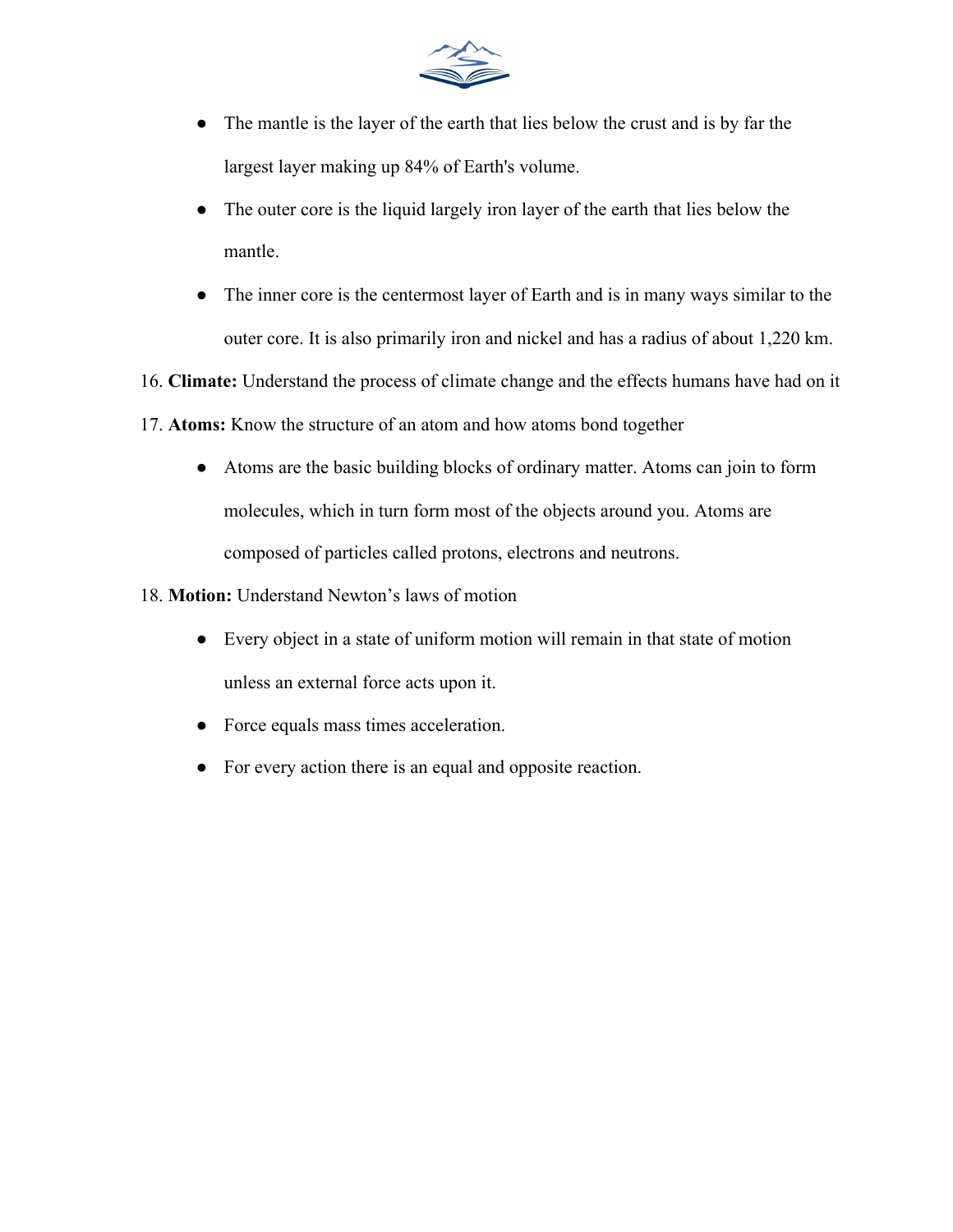- The mantle is the layer of the earth that lies below the crust and is by far the largest layer making up 84% of Earth's volume.
- The outer core is the liquid largely iron layer of the earth that lies below the mantle.
- The inner core is the centermost layer of Earth and is in many ways similar to the outer core. It is also primarily iron and nickel and has a radius of about 1,220 km.

16. **Climate:** Understand the process of climate change and the effects humans have had on it
17. **Atoms:** Know the structure of an atom and how atoms bond together
    - Atoms are the basic building blocks of ordinary matter. Atoms can join to form molecules, which in turn form most of the objects around you. Atoms are composed of particles called protons, electrons and neutrons.
18. **Motion:** Understand Newton's laws of motion
    - Every object in a state of uniform motion will remain in that state of motion unless an external force acts upon it.
    - Force equals mass times acceleration.
    - For every action there is an equal and opposite reaction.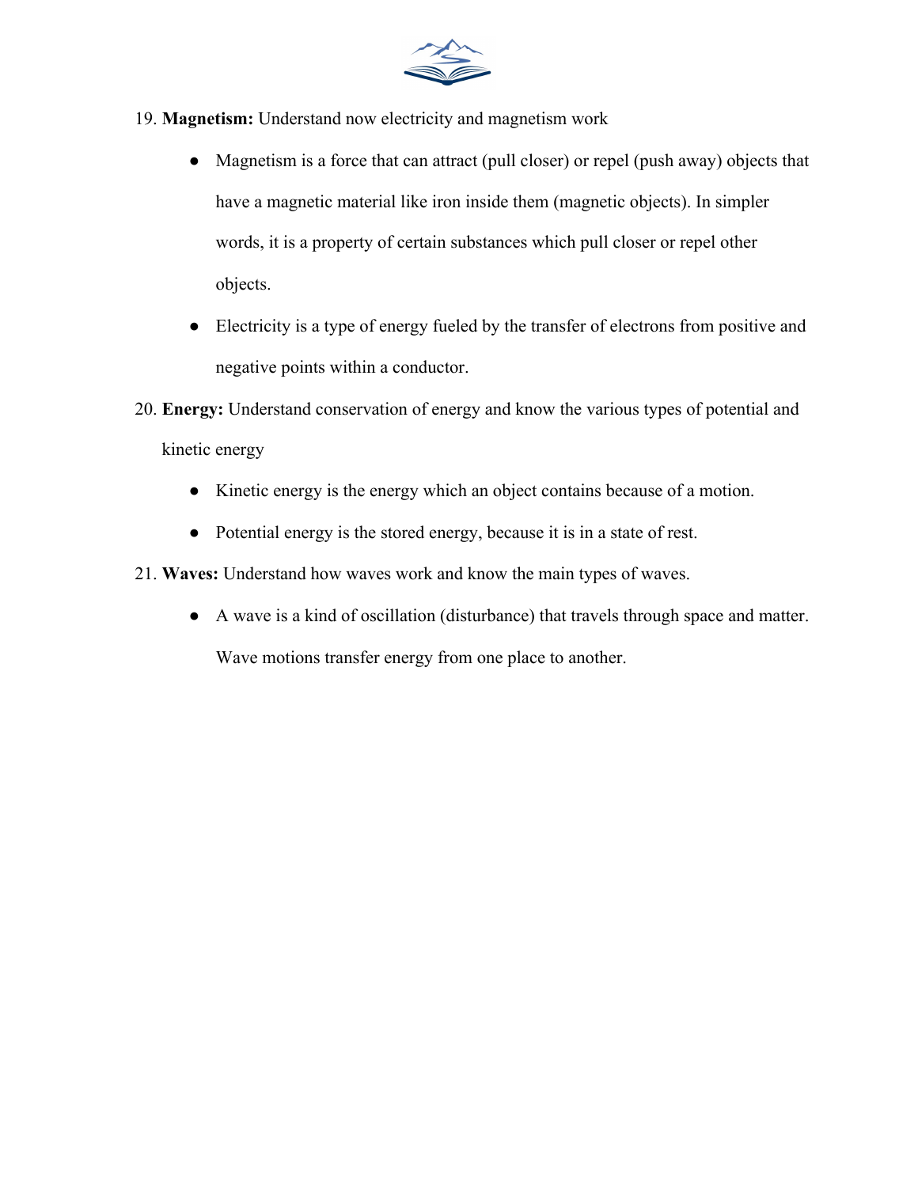19. **Magnetism:** Understand now electricity and magnetism work
    - Magnetism is a force that can attract (pull closer) or repel (push away) objects that have a magnetic material like iron inside them (magnetic objects). In simpler words, it is a property of certain substances which pull closer or repel other objects.
    - Electricity is a type of energy fueled by the transfer of electrons from positive and negative points within a conductor.
20. **Energy:** Understand conservation of energy and know the various types of potential and kinetic energy
    - Kinetic energy is the energy which an object contains because of a motion.
    - Potential energy is the stored energy, because it is in a state of rest.
21. **Waves:** Understand how waves work and know the main types of waves.
    - A wave is a kind of oscillation (disturbance) that travels through space and matter. Wave motions transfer energy from one place to another.